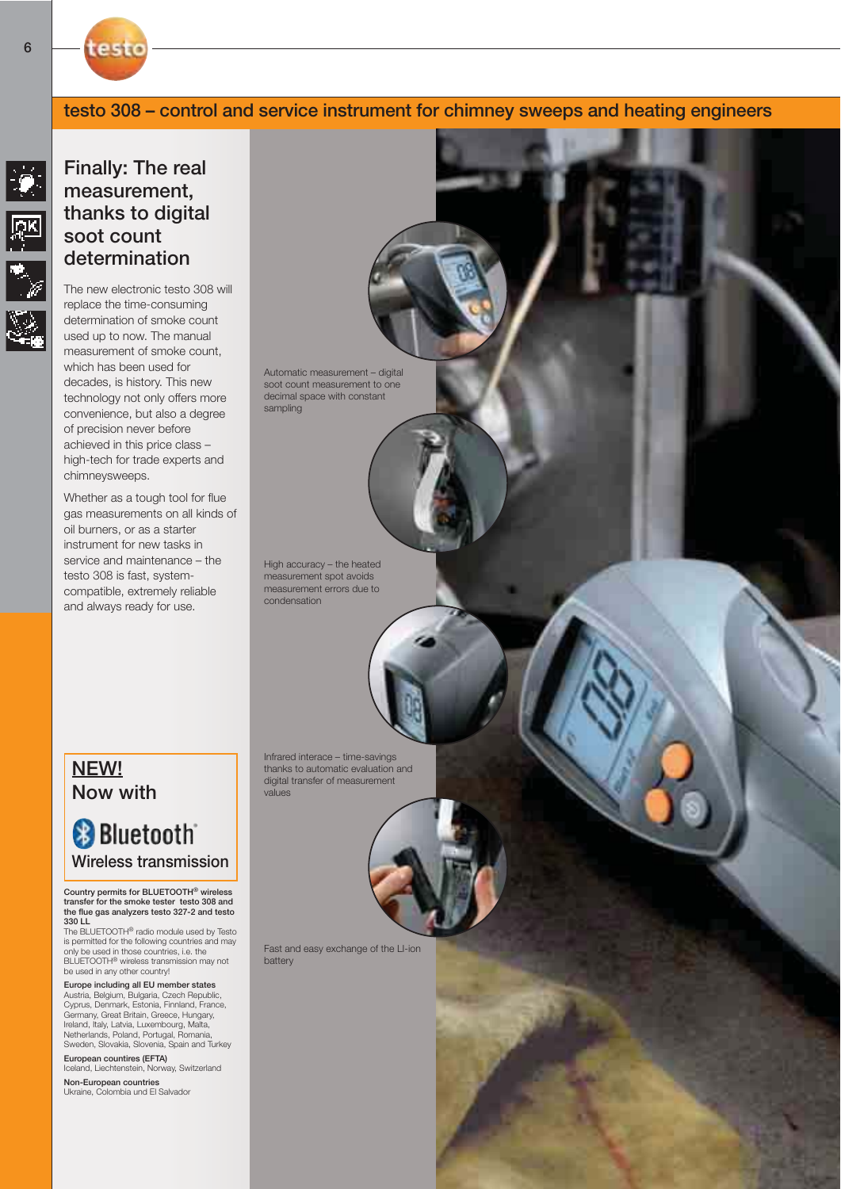# testo 308 – control and service instrument for chimney sweeps and heating engineers

## Finally: The real measurement, thanks to digital soot count determination

The new electronic testo 308 will replace the time-consuming determination of smoke count used up to now. The manual measurement of smoke count, which has been used for decades, is history. This new technology not only offers more convenience, but also a degree of precision never before achieved in this price class – high-tech for trade experts and chimneysweeps.

Whether as a tough tool for flue gas measurements on all kinds of oil burners, or as a starter instrument for new tasks in service and maintenance – the testo 308 is fast, system-compatible, extremely reliable and always ready for use.

### NEW! Now with Bluetooth® Wireless transmission

**Country permits for BLUETOOTH® wireless transfer for the smoke tester testo 308 and the flue gas analyzers testo 327-2 and testo 330 LL**

The BLUETOOTH® radio module used by Testo is permitted for the following countries and may only be used in those countries, i.e. the BLUETOOTH® wireless transmission may not be used in any other country!

**Europe including all EU member states**
Austria, Belgium, Bulgaria, Czech Republic, Cyprus, Denmark, Estonia, Finnland, France, Germany, Great Britain, Greece, Hungary, Ireland, Italy, Latvia, Luxembourg, Malta, Netherlands, Poland, Portugal, Romania, Sweden, Slovakia, Slovenia, Spain and Turkey

**European countries (EFTA)**
Iceland, Liechtenstein, Norway, Switzerland

**Non-European countries**
Ukraine, Colombia und El Salvador

Automatic measurement – digital soot count measurement to one decimal space with constant sampling

High accuracy – the heated measurement spot avoids measurement errors due to condensation

Infrared interace – time-savings thanks to automatic evaluation and digital transfer of measurement values

Fast and easy exchange of the LI-ion battery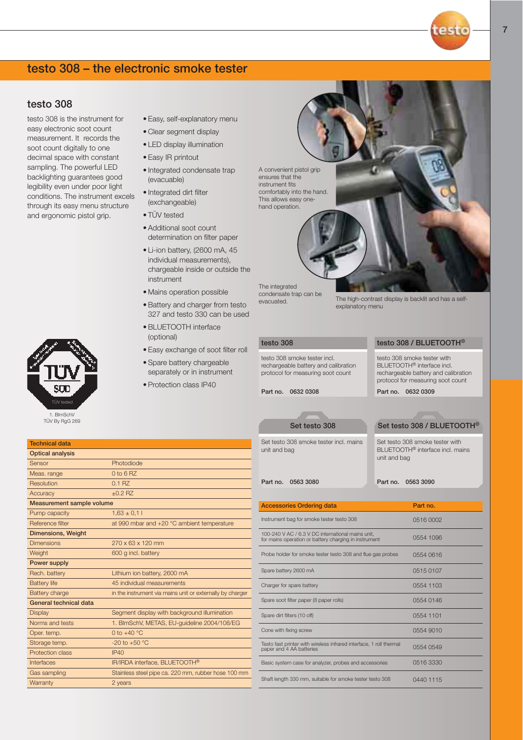## testo 308 – the electronic smoke tester

### testo 308

testo 308 is the instrument for easy electronic soot count measurement. It records the soot count digitally to one decimal space with constant sampling. The powerful LED backlighting guarantees good legibility even under poor light conditions. The instrument excels through its easy menu structure and ergonomic pistol grip.

- Easy, self-explanatory menu
- Clear segment display
- LED display illumination
- Easy IR printout
- Integrated condensate trap (evacuable)
- Integrated dirt filter (exchangeable)
- TÜV tested
- Additional soot count determination on filter paper
- Li-ion battery, (2600 mA, 45 individual measurements), chargeable inside or outside the instrument
- Mains operation possible
- Battery and charger from testo 327 and testo 330 can be used
- BLUETOOTH interface (optional)
- Easy exchange of soot filter roll
- Spare battery chargeable separately or in instrument
- Protection class IP40

TÜV SOD
TÜV tested

1. BImSchV
TÜV By RgG 269

A convenient pistol grip ensures that the instrument fits comfortably into the hand. This allows easy one-hand operation.

The integrated condensate trap can be evacuated.

The high-contrast display is backlit and has a self-explanatory menu

| Technical data | |
|---|---|
| **Optical analysis** | |
| Sensor | Photodiode |
| Meas. range | 0 to 6 RZ |
| Resolution | 0.1 RZ |
| Accuracy | ±0.2 RZ |
| **Measurement sample volume** | |
| Pump capacity | 1,63 ± 0,1 l |
| Reference filter | at 990 mbar and +20 °C ambient temperature |
| **Dimensions, Weight** | |
| Dimensions | 270 x 63 x 120 mm |
| Weight | 600 g incl. battery |
| **Power supply** | |
| Rech. battery | Lithium ion battery, 2600 mA |
| Battery life | 45 individual measurements |
| Battery charge | in the instrument via mains unit or externally by charger |
| **General technical data** | |
| Display | Segment display with background illumination |
| Norms and tests | 1. BImSchV, METAS, EU-guideline 2004/108/EG |
| Oper. temp. | 0 to +40 °C |
| Storage temp. | -20 to +50 °C |
| Protection class | IP40 |
| Interfaces | IR/IRDA interface, BLUETOOTH® |
| Gas sampling | Stainless steel pipe ca. 220 mm, rubber hose 100 mm |
| Warranty | 2 years |

#### testo 308

testo 308 smoke tester incl. rechargeable battery and calibration protocol for measuring soot count

Part no. 0632 0308

#### testo 308 / BLUETOOTH®

testo 308 smoke tester with BLUETOOTH® interface incl. rechargeable battery and calibration protocol for measuring soot count

Part no. 0632 0309

#### Set testo 308

Set testo 308 smoke tester incl. mains unit and bag

Part no. 0563 3080

#### Set testo 308 / BLUETOOTH®

Set testo 308 smoke tester with BLUETOOTH® interface incl. mains unit and bag

Part no. 0563 3090

| Accessories Ordering data | Part no. |
|---|---|
| Instrument bag for smoke tester testo 308 | 0516 0002 |
| 100-240 V AC / 6.3 V DC international mains unit, for mains operation or battery charging in instrument | 0554 1096 |
| Probe holder for smoke tester testo 308 and flue gas probes | 0554 0616 |
| Spare battery 2600 mA | 0515 0107 |
| Charger for spare battery | 0554 1103 |
| Spare soot filter paper (8 paper rolls) | 0554 0146 |
| Spare dirt filters (10 off) | 0554 1101 |
| Cone with fixing screw | 0554 9010 |
| Testo fast printer with wireless infrared interface, 1 roll thermal paper and 4 AA batteries | 0554 0549 |
| Basic system case for analyzer, probes and accessories | 0516 3330 |
| Shaft length 330 mm, suitable for smoke tester testo 308 | 0440 1115 |